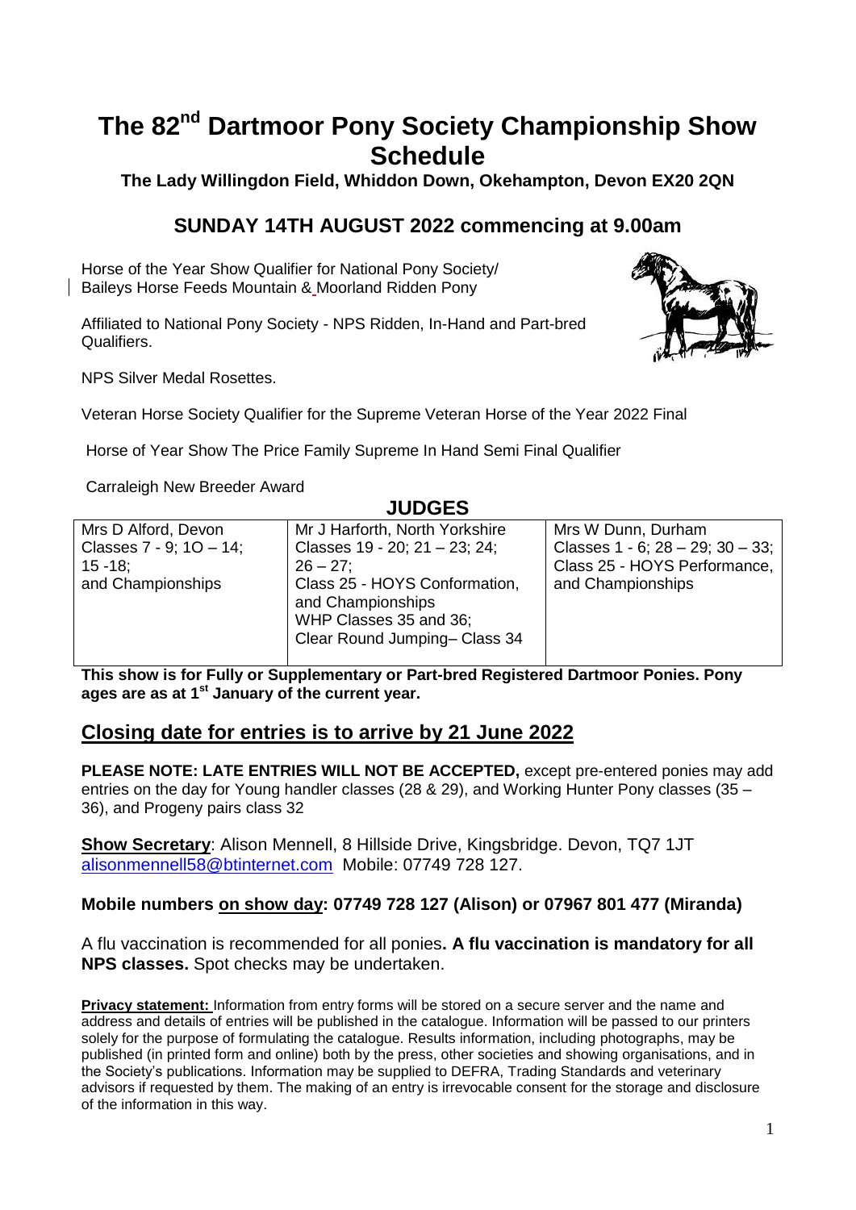# The 82nd Dartmoor Pony Society Championship Show Schedule

**The Lady Willingdon Field, Whiddon Down, Okehampton, Devon EX20 2QN**

## SUNDAY 14TH AUGUST 2022 commencing at 9.00am

Horse of the Year Show Qualifier for National Pony Society/ Baileys Horse Feeds Mountain & Moorland Ridden Pony

Affiliated to National Pony Society - NPS Ridden, In-Hand and Part-bred Qualifiers.

NPS Silver Medal Rosettes.

Veteran Horse Society Qualifier for the Supreme Veteran Horse of the Year 2022 Final

Horse of Year Show The Price Family Supreme In Hand Semi Final Qualifier

Carraleigh New Breeder Award

## JUDGES

| Mrs D Alford, Devon | Mr J Harforth, North Yorkshire | Mrs W Dunn, Durham |
|---|---|---|
| Classes 7 - 9; 1O – 14; 15 -18; and Championships | Classes 19 - 20; 21 – 23; 24; 26 – 27; Class 25 - HOYS Conformation, and Championships WHP Classes 35 and 36; Clear Round Jumping– Class 34 | Classes 1 - 6; 28 – 29; 30 – 33; Class 25 - HOYS Performance, and Championships |

**This show is for Fully or Supplementary or Part-bred Registered Dartmoor Ponies. Pony ages are as at 1st January of the current year.**

## Closing date for entries is to arrive by 21 June 2022

**PLEASE NOTE: LATE ENTRIES WILL NOT BE ACCEPTED,** except pre-entered ponies may add entries on the day for Young handler classes (28 & 29), and Working Hunter Pony classes (35 – 36), and Progeny pairs class 32

**Show Secretary**: Alison Mennell, 8 Hillside Drive, Kingsbridge. Devon, TQ7 1JT alisonmennell58@btinternet.com Mobile: 07749 728 127.

**Mobile numbers on show day: 07749 728 127 (Alison) or 07967 801 477 (Miranda)**

A flu vaccination is recommended for all ponies**. A flu vaccination is mandatory for all NPS classes.** Spot checks may be undertaken.

**Privacy statement:** Information from entry forms will be stored on a secure server and the name and address and details of entries will be published in the catalogue. Information will be passed to our printers solely for the purpose of formulating the catalogue. Results information, including photographs, may be published (in printed form and online) both by the press, other societies and showing organisations, and in the Society's publications. Information may be supplied to DEFRA, Trading Standards and veterinary advisors if requested by them. The making of an entry is irrevocable consent for the storage and disclosure of the information in this way.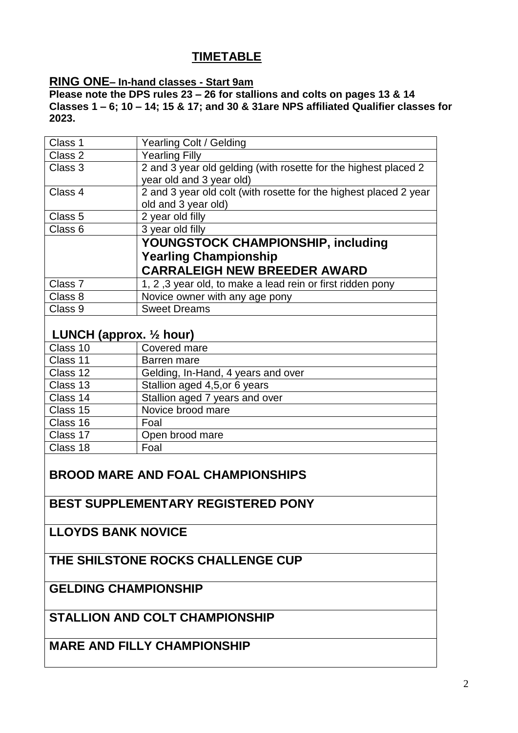# TIMETABLE

## RING ONE– In-hand classes - Start 9am

**Please note the DPS rules 23 – 26 for stallions and colts on pages 13 & 14**
**Classes 1 – 6; 10 – 14; 15 & 17; and 30 & 31are NPS affiliated Qualifier classes for 2023.**

| | |
|---|---|
| Class 1 | Yearling Colt / Gelding |
| Class 2 | Yearling Filly |
| Class 3 | 2 and 3 year old gelding (with rosette for the highest placed 2 year old and 3 year old) |
| Class 4 | 2 and 3 year old colt (with rosette for the highest placed 2 year old and 3 year old) |
| Class 5 | 2 year old filly |
| Class 6 | 3 year old filly |
| | **YOUNGSTOCK CHAMPIONSHIP, including Yearling Championship** **CARRALEIGH NEW BREEDER AWARD** |
| Class 7 | 1, 2 ,3 year old, to make a lead rein or first ridden pony |
| Class 8 | Novice owner with any age pony |
| Class 9 | Sweet Dreams |
| **LUNCH (approx. ½ hour)** | |
| Class 10 | Covered mare |
| Class 11 | Barren mare |
| Class 12 | Gelding, In-Hand, 4 years and over |
| Class 13 | Stallion aged 4,5,or 6 years |
| Class 14 | Stallion aged 7 years and over |
| Class 15 | Novice brood mare |
| Class 16 | Foal |
| Class 17 | Open brood mare |
| Class 18 | Foal |
| **BROOD MARE AND FOAL CHAMPIONSHIPS** | |
| **BEST SUPPLEMENTARY REGISTERED PONY** | |
| **LLOYDS BANK NOVICE** | |
| **THE SHILSTONE ROCKS CHALLENGE CUP** | |
| **GELDING CHAMPIONSHIP** | |
| **STALLION AND COLT CHAMPIONSHIP** | |
| **MARE AND FILLY CHAMPIONSHIP** | |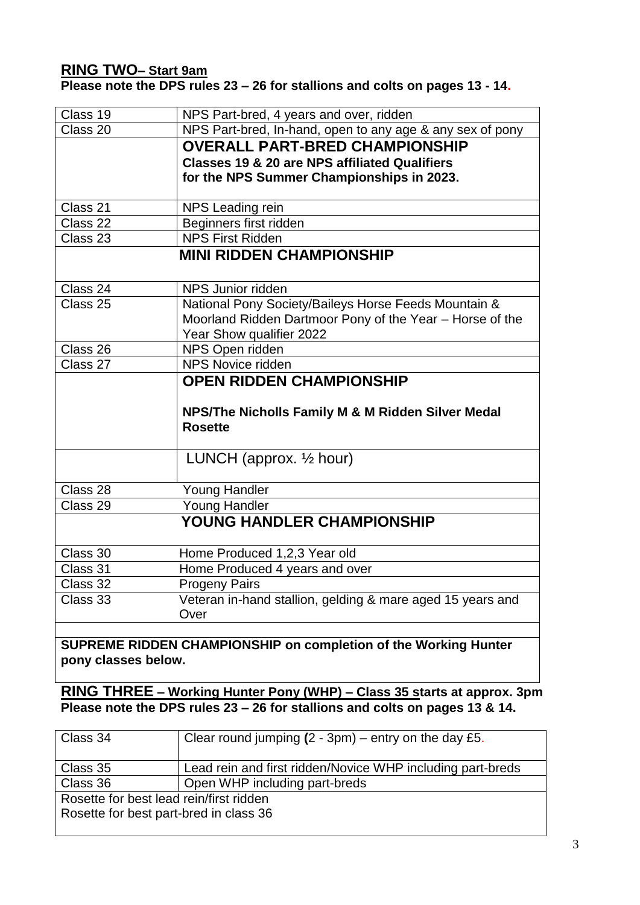## RING TWO– Start 9am

**Please note the DPS rules 23 – 26 for stallions and colts on pages 13 - 14.**

| | |
|---|---|
| Class 19 | NPS Part-bred, 4 years and over, ridden |
| Class 20 | NPS Part-bred, In-hand, open to any age & any sex of pony |
| | **OVERALL PART-BRED CHAMPIONSHIP**<br>**Classes 19 & 20 are NPS affiliated Qualifiers for the NPS Summer Championships in 2023.** |
| Class 21 | NPS Leading rein |
| Class 22 | Beginners first ridden |
| Class 23 | NPS First Ridden |
| | **MINI RIDDEN CHAMPIONSHIP** |
| Class 24 | NPS Junior ridden |
| Class 25 | National Pony Society/Baileys Horse Feeds Mountain & Moorland Ridden Dartmoor Pony of the Year – Horse of the Year Show qualifier 2022 |
| Class 26 | NPS Open ridden |
| Class 27 | NPS Novice ridden |
| | **OPEN RIDDEN CHAMPIONSHIP**<br>**NPS/The Nicholls Family M & M Ridden Silver Medal Rosette** |
| | LUNCH (approx. ½ hour) |
| Class 28 | Young Handler |
| Class 29 | Young Handler |
| | **YOUNG HANDLER CHAMPIONSHIP** |
| Class 30 | Home Produced 1,2,3 Year old |
| Class 31 | Home Produced 4 years and over |
| Class 32 | Progeny Pairs |
| Class 33 | Veteran in-hand stallion, gelding & mare aged 15 years and Over |

**SUPREME RIDDEN CHAMPIONSHIP on completion of the Working Hunter pony classes below.**

## RING THREE – Working Hunter Pony (WHP) – Class 35 starts at approx. 3pm

**Please note the DPS rules 23 – 26 for stallions and colts on pages 13 & 14.**

| | |
|---|---|
| Class 34 | Clear round jumping (2 - 3pm) – entry on the day £5. |
| Class 35 | Lead rein and first ridden/Novice WHP including part-breds |
| Class 36 | Open WHP including part-breds |
| Rosette for best lead rein/first ridden<br>Rosette for best part-bred in class 36 | |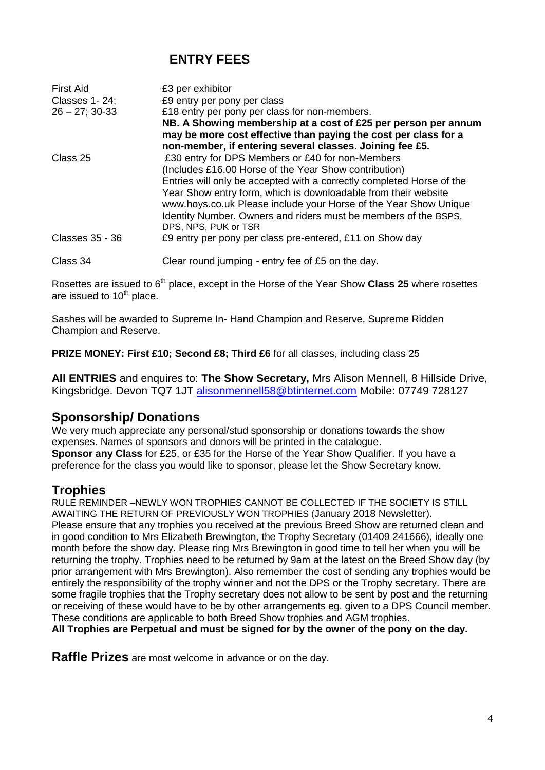## ENTRY FEES

| | |
|---|---|
| First Aid | £3 per exhibitor |
| Classes 1- 24; 26 – 27; 30-33 | £9 entry per pony per class<br>£18 entry per pony per class for non-members.<br>**NB. A Showing membership at a cost of £25 per person per annum may be more cost effective than paying the cost per class for a non-member, if entering several classes. Joining fee £5.** |
| Class 25 | £30 entry for DPS Members or £40 for non-Members<br>(Includes £16.00 Horse of the Year Show contribution)<br>Entries will only be accepted with a correctly completed Horse of the Year Show entry form, which is downloadable from their website www.hoys.co.uk Please include your Horse of the Year Show Unique Identity Number. Owners and riders must be members of the BSPS, DPS, NPS, PUK or TSR |
| Classes 35 - 36 | £9 entry per pony per class pre-entered, £11 on Show day |
| Class 34 | Clear round jumping - entry fee of £5 on the day. |

Rosettes are issued to 6th place, except in the Horse of the Year Show **Class 25** where rosettes are issued to 10th place.

Sashes will be awarded to Supreme In- Hand Champion and Reserve, Supreme Ridden Champion and Reserve.

**PRIZE MONEY: First £10; Second £8; Third £6** for all classes, including class 25

**All ENTRIES** and enquires to: **The Show Secretary,** Mrs Alison Mennell, 8 Hillside Drive, Kingsbridge. Devon TQ7 1JT alisonmennell58@btinternet.com Mobile: 07749 728127

## Sponsorship/ Donations

We very much appreciate any personal/stud sponsorship or donations towards the show expenses. Names of sponsors and donors will be printed in the catalogue.
**Sponsor any Class** for £25, or £35 for the Horse of the Year Show Qualifier. If you have a preference for the class you would like to sponsor, please let the Show Secretary know.

## Trophies

RULE REMINDER –NEWLY WON TROPHIES CANNOT BE COLLECTED IF THE SOCIETY IS STILL AWAITING THE RETURN OF PREVIOUSLY WON TROPHIES (January 2018 Newsletter).
Please ensure that any trophies you received at the previous Breed Show are returned clean and in good condition to Mrs Elizabeth Brewington, the Trophy Secretary (01409 241666), ideally one month before the show day. Please ring Mrs Brewington in good time to tell her when you will be returning the trophy. Trophies need to be returned by 9am at the latest on the Breed Show day (by prior arrangement with Mrs Brewington). Also remember the cost of sending any trophies would be entirely the responsibility of the trophy winner and not the DPS or the Trophy secretary. There are some fragile trophies that the Trophy secretary does not allow to be sent by post and the returning or receiving of these would have to be by other arrangements eg. given to a DPS Council member. These conditions are applicable to both Breed Show trophies and AGM trophies.
**All Trophies are Perpetual and must be signed for by the owner of the pony on the day.**

**Raffle Prizes** are most welcome in advance or on the day.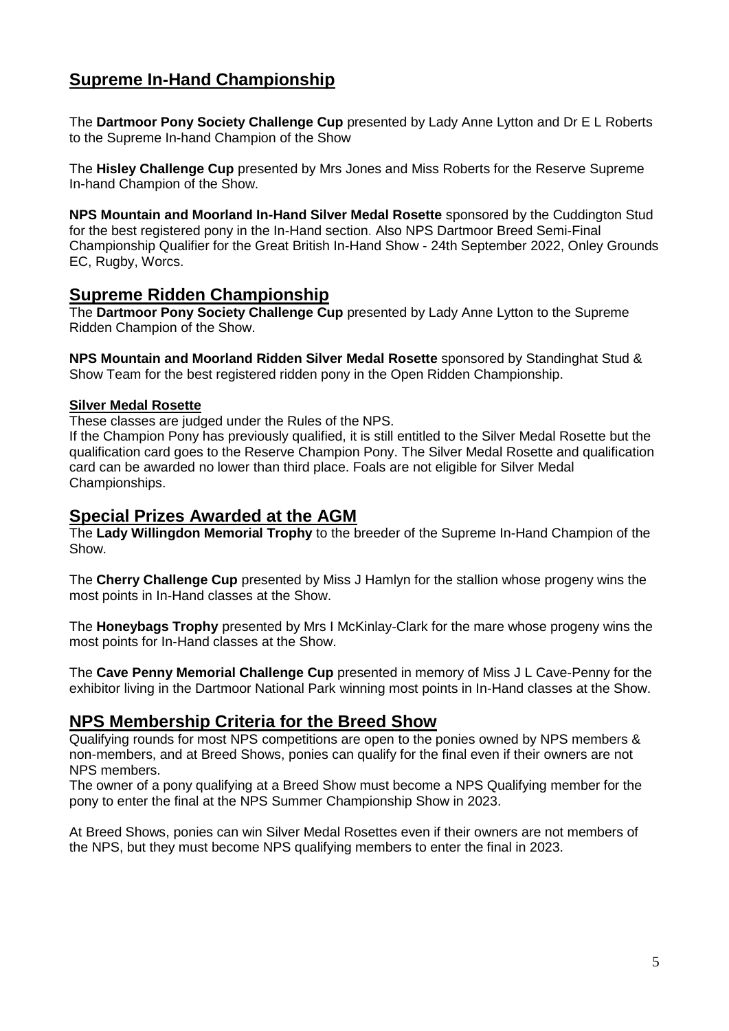## Supreme In-Hand Championship

The **Dartmoor Pony Society Challenge Cup** presented by Lady Anne Lytton and Dr E L Roberts to the Supreme In-hand Champion of the Show

The **Hisley Challenge Cup** presented by Mrs Jones and Miss Roberts for the Reserve Supreme In-hand Champion of the Show.

**NPS Mountain and Moorland In-Hand Silver Medal Rosette** sponsored by the Cuddington Stud for the best registered pony in the In-Hand section. Also NPS Dartmoor Breed Semi-Final Championship Qualifier for the Great British In-Hand Show - 24th September 2022, Onley Grounds EC, Rugby, Worcs.

## Supreme Ridden Championship

The **Dartmoor Pony Society Challenge Cup** presented by Lady Anne Lytton to the Supreme Ridden Champion of the Show.

**NPS Mountain and Moorland Ridden Silver Medal Rosette** sponsored by Standinghat Stud & Show Team for the best registered ridden pony in the Open Ridden Championship.

### Silver Medal Rosette

These classes are judged under the Rules of the NPS.
If the Champion Pony has previously qualified, it is still entitled to the Silver Medal Rosette but the qualification card goes to the Reserve Champion Pony. The Silver Medal Rosette and qualification card can be awarded no lower than third place. Foals are not eligible for Silver Medal Championships.

## Special Prizes Awarded at the AGM

The **Lady Willingdon Memorial Trophy** to the breeder of the Supreme In-Hand Champion of the Show.

The **Cherry Challenge Cup** presented by Miss J Hamlyn for the stallion whose progeny wins the most points in In-Hand classes at the Show.

The **Honeybags Trophy** presented by Mrs I McKinlay-Clark for the mare whose progeny wins the most points for In-Hand classes at the Show.

The **Cave Penny Memorial Challenge Cup** presented in memory of Miss J L Cave-Penny for the exhibitor living in the Dartmoor National Park winning most points in In-Hand classes at the Show.

## NPS Membership Criteria for the Breed Show

Qualifying rounds for most NPS competitions are open to the ponies owned by NPS members & non-members, and at Breed Shows, ponies can qualify for the final even if their owners are not NPS members.
The owner of a pony qualifying at a Breed Show must become a NPS Qualifying member for the pony to enter the final at the NPS Summer Championship Show in 2023.

At Breed Shows, ponies can win Silver Medal Rosettes even if their owners are not members of the NPS, but they must become NPS qualifying members to enter the final in 2023.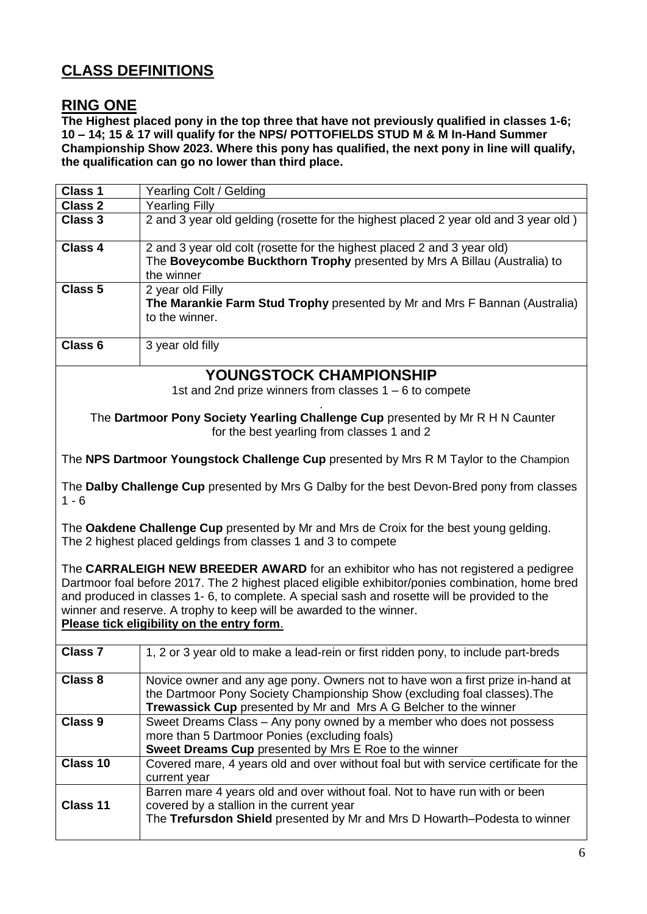# CLASS DEFINITIONS

## RING ONE

**The Highest placed pony in the top three that have not previously qualified in classes 1-6; 10 – 14; 15 & 17 will qualify for the NPS/ POTTOFIELDS STUD M & M In-Hand Summer Championship Show 2023. Where this pony has qualified, the next pony in line will qualify, the qualification can go no lower than third place.**

| | |
|---|---|
| **Class 1** | Yearling Colt / Gelding |
| **Class 2** | Yearling Filly |
| **Class 3** | 2 and 3 year old gelding (rosette for the highest placed 2 year old and 3 year old ) |
| **Class 4** | 2 and 3 year old colt (rosette for the highest placed 2 and 3 year old) The **Boveycombe Buckthorn Trophy** presented by Mrs A Billau (Australia) to the winner |
| **Class 5** | 2 year old Filly **The Marankie Farm Stud Trophy** presented by Mr and Mrs F Bannan (Australia) to the winner. |
| **Class 6** | 3 year old filly |

### YOUNGSTOCK CHAMPIONSHIP

1st and 2nd prize winners from classes 1 – 6 to compete

The **Dartmoor Pony Society Yearling Challenge Cup** presented by Mr R H N Caunter for the best yearling from classes 1 and 2

The **NPS Dartmoor Youngstock Challenge Cup** presented by Mrs R M Taylor to the Champion

The **Dalby Challenge Cup** presented by Mrs G Dalby for the best Devon-Bred pony from classes 1 - 6

The **Oakdene Challenge Cup** presented by Mr and Mrs de Croix for the best young gelding. The 2 highest placed geldings from classes 1 and 3 to compete

The **CARRALEIGH NEW BREEDER AWARD** for an exhibitor who has not registered a pedigree Dartmoor foal before 2017. The 2 highest placed eligible exhibitor/ponies combination, home bred and produced in classes 1- 6, to complete. A special sash and rosette will be provided to the winner and reserve. A trophy to keep will be awarded to the winner.

**Please tick eligibility on the entry form**.

| | |
|---|---|
| **Class 7** | 1, 2 or 3 year old to make a lead-rein or first ridden pony, to include part-breds |
| **Class 8** | Novice owner and any age pony. Owners not to have won a first prize in-hand at the Dartmoor Pony Society Championship Show (excluding foal classes).The **Trewassick Cup** presented by Mr and Mrs A G Belcher to the winner |
| **Class 9** | Sweet Dreams Class – Any pony owned by a member who does not possess more than 5 Dartmoor Ponies (excluding foals) **Sweet Dreams Cup** presented by Mrs E Roe to the winner |
| **Class 10** | Covered mare, 4 years old and over without foal but with service certificate for the current year |
| **Class 11** | Barren mare 4 years old and over without foal. Not to have run with or been covered by a stallion in the current year The **Trefursdon Shield** presented by Mr and Mrs D Howarth–Podesta to winner |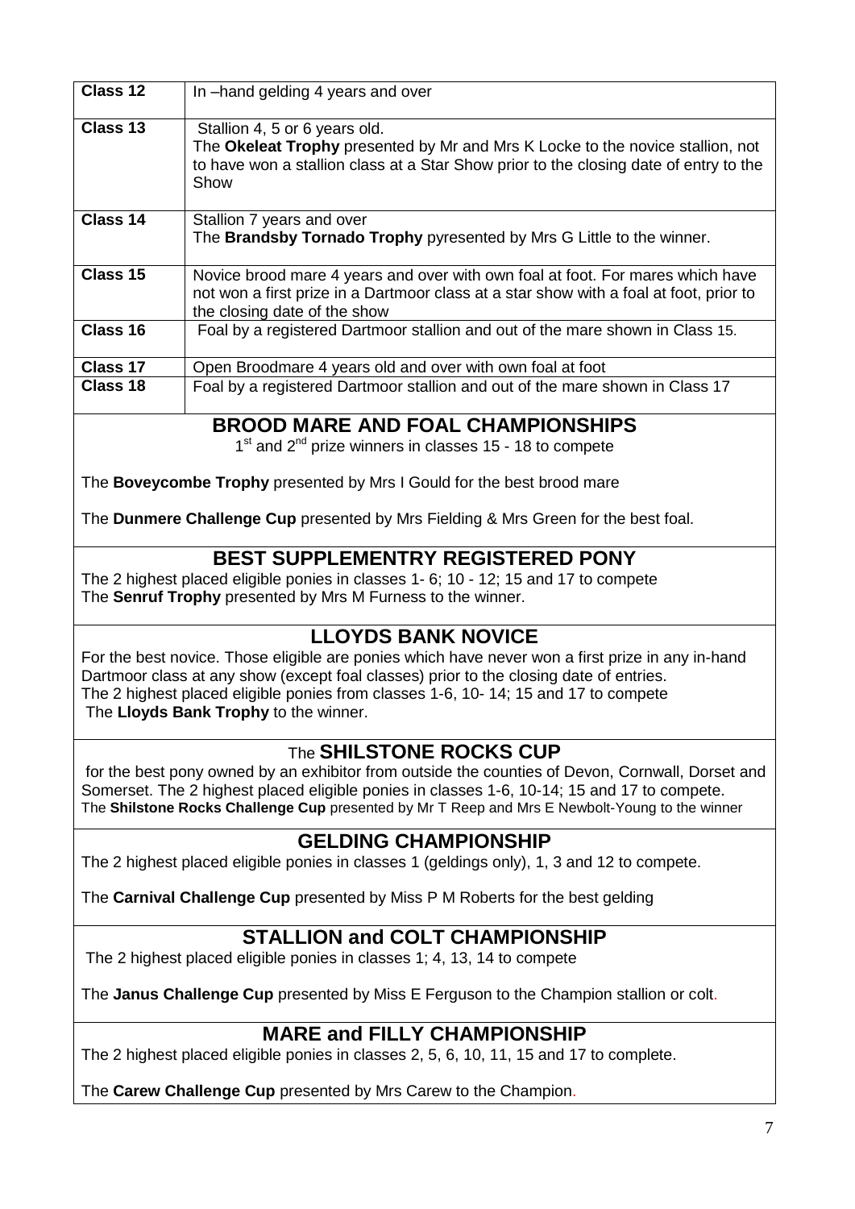| Class | Description |
|---|---|
| **Class 12** | In –hand gelding 4 years and over |
| **Class 13** | Stallion 4, 5 or 6 years old.<br>The **Okeleat Trophy** presented by Mr and Mrs K Locke to the novice stallion, not to have won a stallion class at a Star Show prior to the closing date of entry to the Show |
| **Class 14** | Stallion 7 years and over<br>The **Brandsby Tornado Trophy** pyresented by Mrs G Little to the winner. |
| **Class 15** | Novice brood mare 4 years and over with own foal at foot. For mares which have not won a first prize in a Dartmoor class at a star show with a foal at foot, prior to the closing date of the show |
| **Class 16** | Foal by a registered Dartmoor stallion and out of the mare shown in Class 15. |
| **Class 17** | Open Broodmare 4 years old and over with own foal at foot |
| **Class 18** | Foal by a registered Dartmoor stallion and out of the mare shown in Class 17 |

## BROOD MARE AND FOAL CHAMPIONSHIPS

1st and 2nd prize winners in classes 15 - 18 to compete

The **Boveycombe Trophy** presented by Mrs I Gould for the best brood mare

The **Dunmere Challenge Cup** presented by Mrs Fielding & Mrs Green for the best foal.

## BEST SUPPLEMENTRY REGISTERED PONY

The 2 highest placed eligible ponies in classes 1- 6; 10 - 12; 15 and 17 to compete
The **Senruf Trophy** presented by Mrs M Furness to the winner.

## LLOYDS BANK NOVICE

For the best novice. Those eligible are ponies which have never won a first prize in any in-hand Dartmoor class at any show (except foal classes) prior to the closing date of entries.
The 2 highest placed eligible ponies from classes 1-6, 10- 14; 15 and 17 to compete
The **Lloyds Bank Trophy** to the winner.

## The SHILSTONE ROCKS CUP

for the best pony owned by an exhibitor from outside the counties of Devon, Cornwall, Dorset and Somerset. The 2 highest placed eligible ponies in classes 1-6, 10-14; 15 and 17 to compete.
The **Shilstone Rocks Challenge Cup** presented by Mr T Reep and Mrs E Newbolt-Young to the winner

## GELDING CHAMPIONSHIP

The 2 highest placed eligible ponies in classes 1 (geldings only), 1, 3 and 12 to compete.

The **Carnival Challenge Cup** presented by Miss P M Roberts for the best gelding

## STALLION and COLT CHAMPIONSHIP

The 2 highest placed eligible ponies in classes 1; 4, 13, 14 to compete

The **Janus Challenge Cup** presented by Miss E Ferguson to the Champion stallion or colt.

## MARE and FILLY CHAMPIONSHIP

The 2 highest placed eligible ponies in classes 2, 5, 6, 10, 11, 15 and 17 to complete.

The **Carew Challenge Cup** presented by Mrs Carew to the Champion.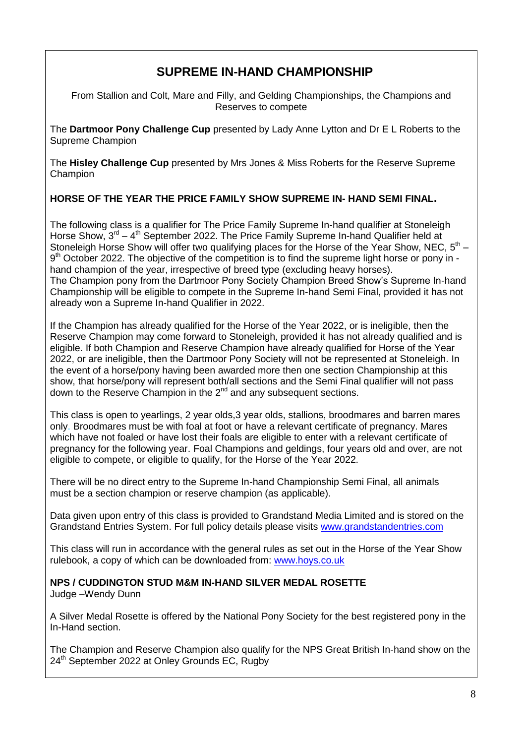## SUPREME IN-HAND CHAMPIONSHIP

From Stallion and Colt, Mare and Filly, and Gelding Championships, the Champions and Reserves to compete

The **Dartmoor Pony Challenge Cup** presented by Lady Anne Lytton and Dr E L Roberts to the Supreme Champion

The **Hisley Challenge Cup** presented by Mrs Jones & Miss Roberts for the Reserve Supreme Champion

**HORSE OF THE YEAR THE PRICE FAMILY SHOW SUPREME IN- HAND SEMI FINAL.**

The following class is a qualifier for The Price Family Supreme In-hand qualifier at Stoneleigh Horse Show, 3rd – 4th September 2022. The Price Family Supreme In-hand Qualifier held at Stoneleigh Horse Show will offer two qualifying places for the Horse of the Year Show, NEC, 5th – 9th October 2022. The objective of the competition is to find the supreme light horse or pony in - hand champion of the year, irrespective of breed type (excluding heavy horses).
The Champion pony from the Dartmoor Pony Society Champion Breed Show's Supreme In-hand Championship will be eligible to compete in the Supreme In-hand Semi Final, provided it has not already won a Supreme In-hand Qualifier in 2022.

If the Champion has already qualified for the Horse of the Year 2022, or is ineligible, then the Reserve Champion may come forward to Stoneleigh, provided it has not already qualified and is eligible. If both Champion and Reserve Champion have already qualified for Horse of the Year 2022, or are ineligible, then the Dartmoor Pony Society will not be represented at Stoneleigh. In the event of a horse/pony having been awarded more then one section Championship at this show, that horse/pony will represent both/all sections and the Semi Final qualifier will not pass down to the Reserve Champion in the 2nd and any subsequent sections.

This class is open to yearlings, 2 year olds,3 year olds, stallions, broodmares and barren mares only. Broodmares must be with foal at foot or have a relevant certificate of pregnancy. Mares which have not foaled or have lost their foals are eligible to enter with a relevant certificate of pregnancy for the following year. Foal Champions and geldings, four years old and over, are not eligible to compete, or eligible to qualify, for the Horse of the Year 2022.

There will be no direct entry to the Supreme In-hand Championship Semi Final, all animals must be a section champion or reserve champion (as applicable).

Data given upon entry of this class is provided to Grandstand Media Limited and is stored on the Grandstand Entries System. For full policy details please visits www.grandstandentries.com

This class will run in accordance with the general rules as set out in the Horse of the Year Show rulebook, a copy of which can be downloaded from: www.hoys.co.uk

**NPS / CUDDINGTON STUD M&M IN-HAND SILVER MEDAL ROSETTE**
Judge –Wendy Dunn

A Silver Medal Rosette is offered by the National Pony Society for the best registered pony in the In-Hand section.

The Champion and Reserve Champion also qualify for the NPS Great British In-hand show on the 24th September 2022 at Onley Grounds EC, Rugby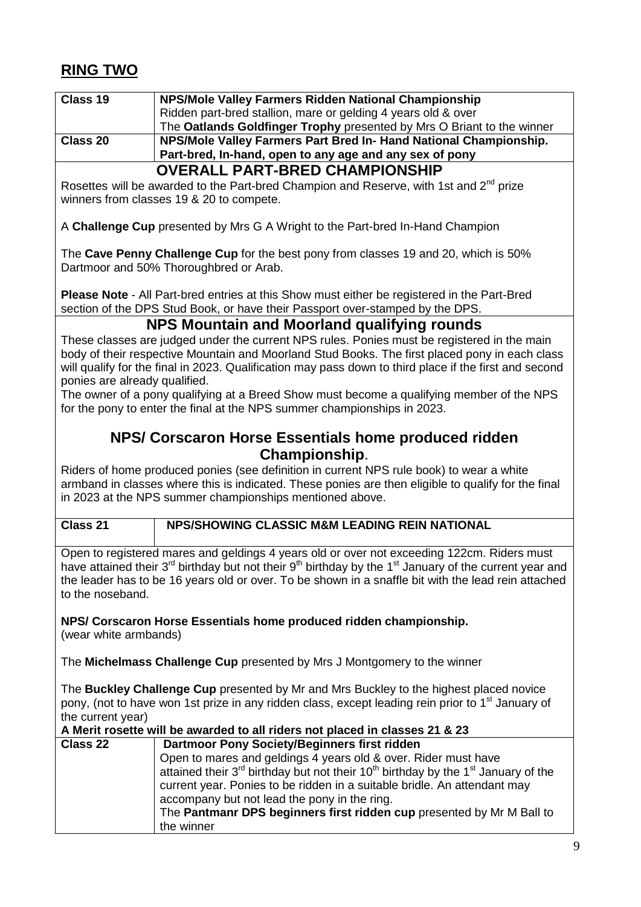## RING TWO

| Class 19 | **NPS/Mole Valley Farmers Ridden National Championship**<br>Ridden part-bred stallion, mare or gelding 4 years old & over<br>The **Oatlands Goldfinger Trophy** presented by Mrs O Briant to the winner |
|---|---|
| **Class 20** | **NPS/Mole Valley Farmers Part Bred In- Hand National Championship.**<br>**Part-bred, In-hand, open to any age and any sex of pony** |

### OVERALL PART-BRED CHAMPIONSHIP

Rosettes will be awarded to the Part-bred Champion and Reserve, with 1st and 2nd prize winners from classes 19 & 20 to compete.

A **Challenge Cup** presented by Mrs G A Wright to the Part-bred In-Hand Champion

The **Cave Penny Challenge Cup** for the best pony from classes 19 and 20, which is 50% Dartmoor and 50% Thoroughbred or Arab.

**Please Note** - All Part-bred entries at this Show must either be registered in the Part-Bred section of the DPS Stud Book, or have their Passport over-stamped by the DPS.

### NPS Mountain and Moorland qualifying rounds

These classes are judged under the current NPS rules. Ponies must be registered in the main body of their respective Mountain and Moorland Stud Books. The first placed pony in each class will qualify for the final in 2023. Qualification may pass down to third place if the first and second ponies are already qualified.

The owner of a pony qualifying at a Breed Show must become a qualifying member of the NPS for the pony to enter the final at the NPS summer championships in 2023.

### NPS/ Corscaron Horse Essentials home produced ridden Championship.

Riders of home produced ponies (see definition in current NPS rule book) to wear a white armband in classes where this is indicated. These ponies are then eligible to qualify for the final in 2023 at the NPS summer championships mentioned above.

| **Class 21** | **NPS/SHOWING CLASSIC M&M LEADING REIN NATIONAL** |
|---|---|

Open to registered mares and geldings 4 years old or over not exceeding 122cm. Riders must have attained their 3rd birthday but not their 9th birthday by the 1st January of the current year and the leader has to be 16 years old or over. To be shown in a snaffle bit with the lead rein attached to the noseband.

**NPS/ Corscaron Horse Essentials home produced ridden championship.**
(wear white armbands)

The **Michelmass Challenge Cup** presented by Mrs J Montgomery to the winner

The **Buckley Challenge Cup** presented by Mr and Mrs Buckley to the highest placed novice pony, (not to have won 1st prize in any ridden class, except leading rein prior to 1st January of the current year)

**A Merit rosette will be awarded to all riders not placed in classes 21 & 23**

| **Class 22** | **Dartmoor Pony Society/Beginners first ridden**<br>Open to mares and geldings 4 years old & over. Rider must have attained their 3rd birthday but not their 10th birthday by the 1st January of the current year. Ponies to be ridden in a suitable bridle. An attendant may accompany but not lead the pony in the ring.<br>The **Pantmanr DPS beginners first ridden cup** presented by Mr M Ball to the winner |
|---|---|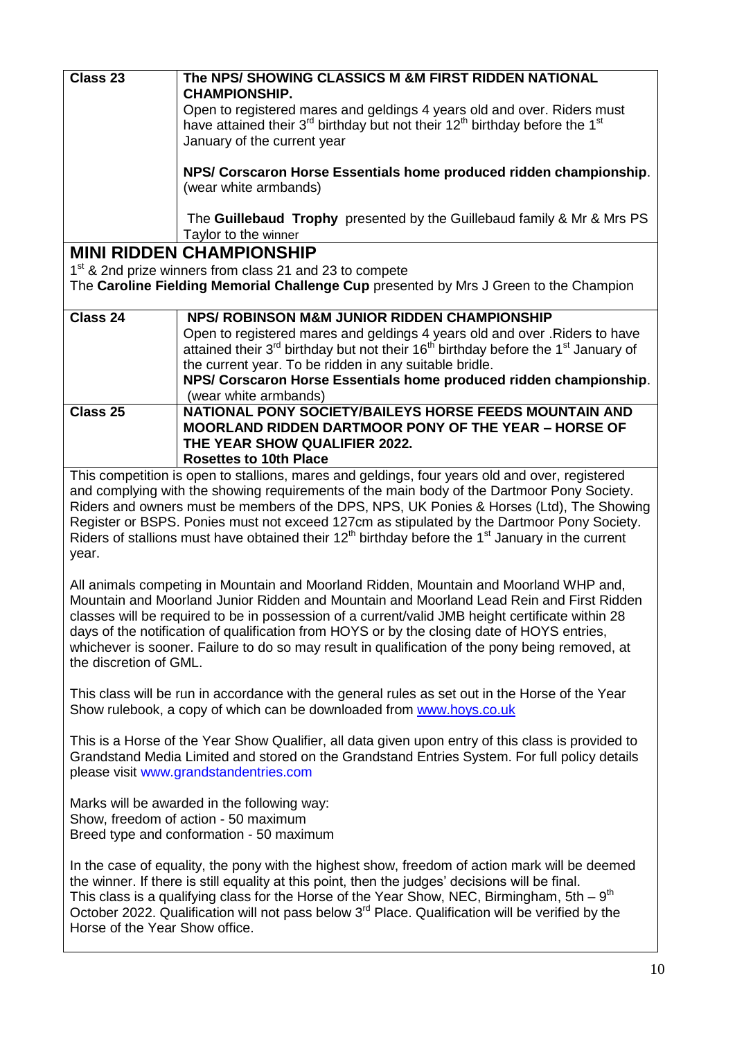| Class 23 | **The NPS/ SHOWING CLASSICS M &M FIRST RIDDEN NATIONAL CHAMPIONSHIP.** Open to registered mares and geldings 4 years old and over. Riders must have attained their 3rd birthday but not their 12th birthday before the 1st January of the current year<br><br>**NPS/ Corscaron Horse Essentials home produced ridden championship**. (wear white armbands)<br><br>The **Guillebaud Trophy** presented by the Guillebaud family & Mr & Mrs PS Taylor to the winner |
|---|---|

## MINI RIDDEN CHAMPIONSHIP

1st & 2nd prize winners from class 21 and 23 to compete

The **Caroline Fielding Memorial Challenge Cup** presented by Mrs J Green to the Champion

| Class 24 | **NPS/ ROBINSON M&M JUNIOR RIDDEN CHAMPIONSHIP** Open to registered mares and geldings 4 years old and over .Riders to have attained their 3rd birthday but not their 16th birthday before the 1st January of the current year. To be ridden in any suitable bridle. **NPS/ Corscaron Horse Essentials home produced ridden championship**. (wear white armbands) |
|---|---|
| Class 25 | **NATIONAL PONY SOCIETY/BAILEYS HORSE FEEDS MOUNTAIN AND MOORLAND RIDDEN DARTMOOR PONY OF THE YEAR – HORSE OF THE YEAR SHOW QUALIFIER 2022.** **Rosettes to 10th Place** |

This competition is open to stallions, mares and geldings, four years old and over, registered and complying with the showing requirements of the main body of the Dartmoor Pony Society. Riders and owners must be members of the DPS, NPS, UK Ponies & Horses (Ltd), The Showing Register or BSPS. Ponies must not exceed 127cm as stipulated by the Dartmoor Pony Society. Riders of stallions must have obtained their 12th birthday before the 1st January in the current year.

All animals competing in Mountain and Moorland Ridden, Mountain and Moorland WHP and, Mountain and Moorland Junior Ridden and Mountain and Moorland Lead Rein and First Ridden classes will be required to be in possession of a current/valid JMB height certificate within 28 days of the notification of qualification from HOYS or by the closing date of HOYS entries, whichever is sooner. Failure to do so may result in qualification of the pony being removed, at the discretion of GML.

This class will be run in accordance with the general rules as set out in the Horse of the Year Show rulebook, a copy of which can be downloaded from www.hoys.co.uk

This is a Horse of the Year Show Qualifier, all data given upon entry of this class is provided to Grandstand Media Limited and stored on the Grandstand Entries System. For full policy details please visit www.grandstandentries.com

Marks will be awarded in the following way:
Show, freedom of action - 50 maximum
Breed type and conformation - 50 maximum

In the case of equality, the pony with the highest show, freedom of action mark will be deemed the winner. If there is still equality at this point, then the judges' decisions will be final. This class is a qualifying class for the Horse of the Year Show, NEC, Birmingham, 5th – 9th October 2022. Qualification will not pass below 3rd Place. Qualification will be verified by the Horse of the Year Show office.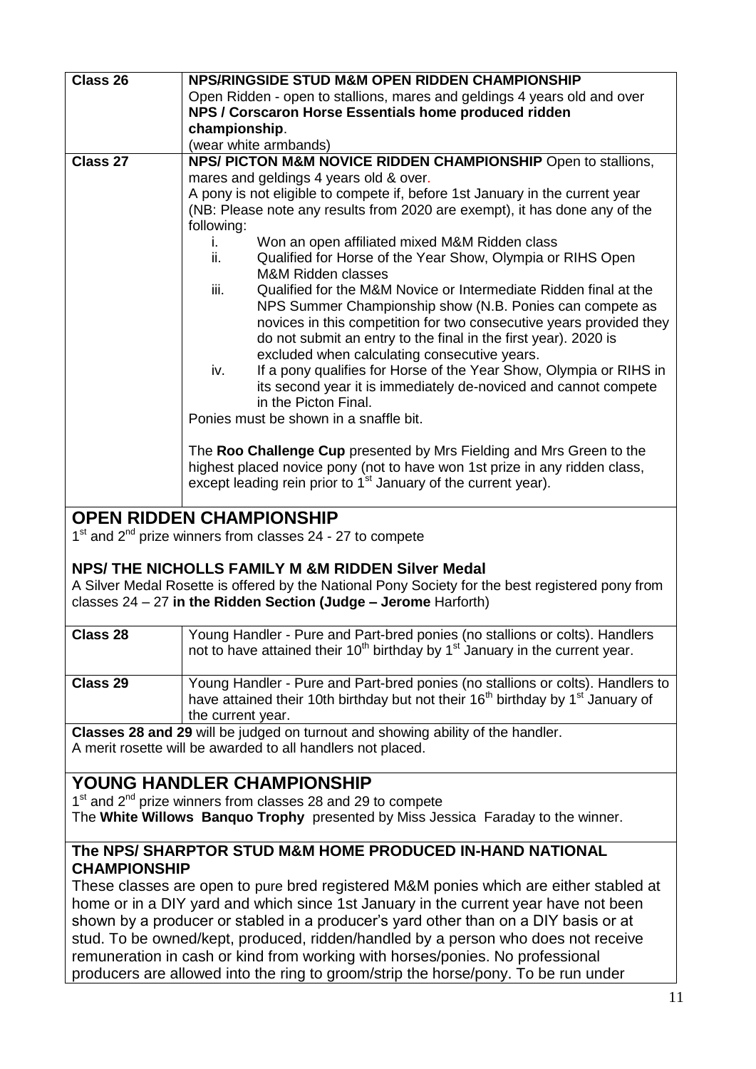| Class 26 | **NPS/RINGSIDE STUD M&M OPEN RIDDEN CHAMPIONSHIP**<br>Open Ridden - open to stallions, mares and geldings 4 years old and over<br>**NPS / Corscaron Horse Essentials home produced ridden championship**.<br>(wear white armbands) |
|---|---|
| Class 27 | **NPS/ PICTON M&M NOVICE RIDDEN CHAMPIONSHIP** Open to stallions, mares and geldings 4 years old & over.<br>A pony is not eligible to compete if, before 1st January in the current year (NB: Please note any results from 2020 are exempt), it has done any of the following:<br>i. Won an open affiliated mixed M&M Ridden class<br>ii. Qualified for Horse of the Year Show, Olympia or RIHS Open M&M Ridden classes<br>iii. Qualified for the M&M Novice or Intermediate Ridden final at the NPS Summer Championship show (N.B. Ponies can compete as novices in this competition for two consecutive years provided they do not submit an entry to the final in the first year). 2020 is excluded when calculating consecutive years.<br>iv. If a pony qualifies for Horse of the Year Show, Olympia or RIHS in its second year it is immediately de-noviced and cannot compete in the Picton Final.<br>Ponies must be shown in a snaffle bit.<br><br>The **Roo Challenge Cup** presented by Mrs Fielding and Mrs Green to the highest placed novice pony (not to have won 1st prize in any ridden class, except leading rein prior to 1st January of the current year). |

## OPEN RIDDEN CHAMPIONSHIP

1st and 2nd prize winners from classes 24 - 27 to compete

### NPS/ THE NICHOLLS FAMILY M &M RIDDEN Silver Medal

A Silver Medal Rosette is offered by the National Pony Society for the best registered pony from classes 24 – 27 **in the Ridden Section (Judge – Jerome** Harforth)

| Class 28 | Young Handler - Pure and Part-bred ponies (no stallions or colts). Handlers not to have attained their 10th birthday by 1st January in the current year. |
|---|---|
| Class 29 | Young Handler - Pure and Part-bred ponies (no stallions or colts). Handlers to have attained their 10th birthday but not their 16th birthday by 1st January of the current year. |

**Classes 28 and 29** will be judged on turnout and showing ability of the handler.
A merit rosette will be awarded to all handlers not placed.

## YOUNG HANDLER CHAMPIONSHIP

1st and 2nd prize winners from classes 28 and 29 to compete
The **White Willows Banquo Trophy** presented by Miss Jessica Faraday to the winner.

### The NPS/ SHARPTOR STUD M&M HOME PRODUCED IN-HAND NATIONAL CHAMPIONSHIP

These classes are open to pure bred registered M&M ponies which are either stabled at home or in a DIY yard and which since 1st January in the current year have not been shown by a producer or stabled in a producer's yard other than on a DIY basis or at stud. To be owned/kept, produced, ridden/handled by a person who does not receive remuneration in cash or kind from working with horses/ponies. No professional producers are allowed into the ring to groom/strip the horse/pony. To be run under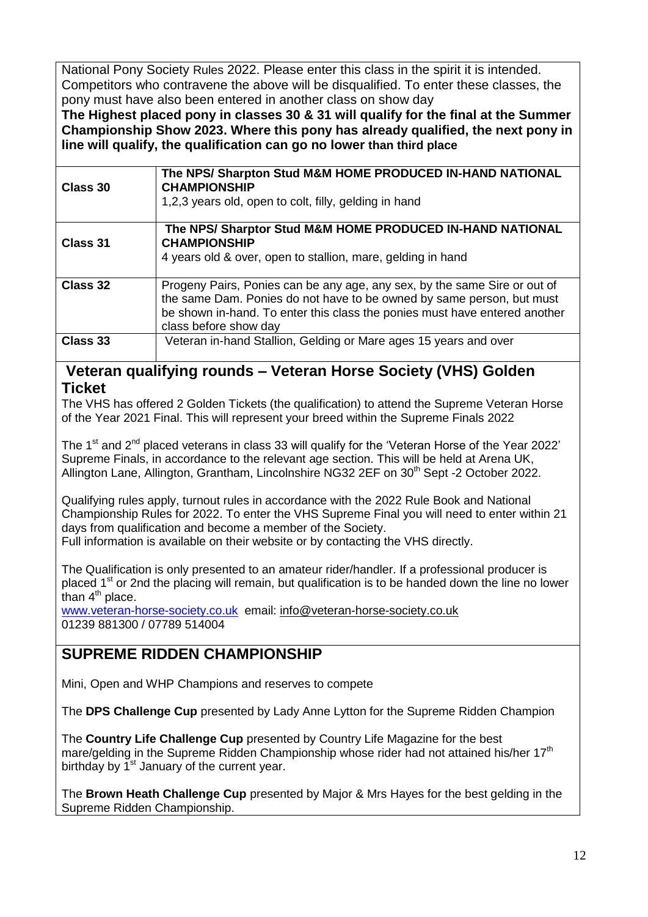National Pony Society Rules 2022. Please enter this class in the spirit it is intended. Competitors who contravene the above will be disqualified. To enter these classes, the pony must have also been entered in another class on show day

**The Highest placed pony in classes 30 & 31 will qualify for the final at the Summer Championship Show 2023. Where this pony has already qualified, the next pony in line will qualify, the qualification can go no lower than third place**

| | |
|---|---|
| **Class 30** | **The NPS/ Sharpton Stud M&M HOME PRODUCED IN-HAND NATIONAL CHAMPIONSHIP**<br>1,2,3 years old, open to colt, filly, gelding in hand |
| **Class 31** | **The NPS/ Sharptor Stud M&M HOME PRODUCED IN-HAND NATIONAL CHAMPIONSHIP**<br>4 years old & over, open to stallion, mare, gelding in hand |
| **Class 32** | Progeny Pairs, Ponies can be any age, any sex, by the same Sire or out of the same Dam. Ponies do not have to be owned by same person, but must be shown in-hand. To enter this class the ponies must have entered another class before show day |
| **Class 33** | Veteran in-hand Stallion, Gelding or Mare ages 15 years and over |

## Veteran qualifying rounds – Veteran Horse Society (VHS) Golden Ticket

The VHS has offered 2 Golden Tickets (the qualification) to attend the Supreme Veteran Horse of the Year 2021 Final. This will represent your breed within the Supreme Finals 2022

The 1st and 2nd placed veterans in class 33 will qualify for the 'Veteran Horse of the Year 2022' Supreme Finals, in accordance to the relevant age section. This will be held at Arena UK, Allington Lane, Allington, Grantham, Lincolnshire NG32 2EF on 30th Sept -2 October 2022.

Qualifying rules apply, turnout rules in accordance with the 2022 Rule Book and National Championship Rules for 2022. To enter the VHS Supreme Final you will need to enter within 21 days from qualification and become a member of the Society.
Full information is available on their website or by contacting the VHS directly.

The Qualification is only presented to an amateur rider/handler. If a professional producer is placed 1st or 2nd the placing will remain, but qualification is to be handed down the line no lower than 4th place.

www.veteran-horse-society.co.uk email: info@veteran-horse-society.co.uk
01239 881300 / 07789 514004

## SUPREME RIDDEN CHAMPIONSHIP

Mini, Open and WHP Champions and reserves to compete

The **DPS Challenge Cup** presented by Lady Anne Lytton for the Supreme Ridden Champion

The **Country Life Challenge Cup** presented by Country Life Magazine for the best mare/gelding in the Supreme Ridden Championship whose rider had not attained his/her 17th birthday by 1st January of the current year.

The **Brown Heath Challenge Cup** presented by Major & Mrs Hayes for the best gelding in the Supreme Ridden Championship.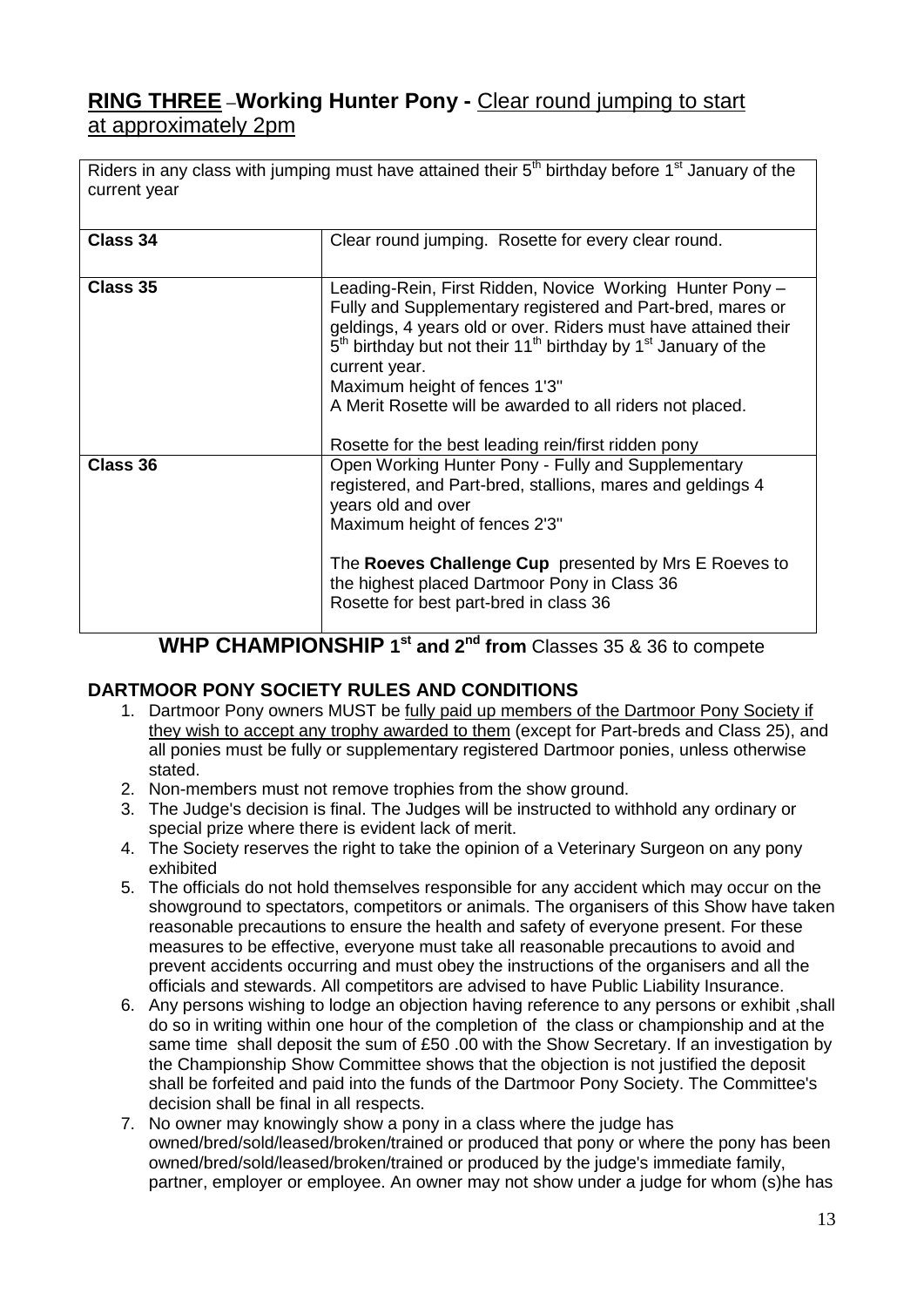## **RING THREE** –**Working Hunter Pony -** Clear round jumping to start at approximately 2pm

| Riders in any class with jumping must have attained their 5th birthday before 1st January of the current year | |
|---|---|
| **Class 34** | Clear round jumping. Rosette for every clear round. |
| **Class 35** | Leading-Rein, First Ridden, Novice Working Hunter Pony – Fully and Supplementary registered and Part-bred, mares or geldings, 4 years old or over. Riders must have attained their 5th birthday but not their 11th birthday by 1st January of the current year.<br>Maximum height of fences 1'3"<br>A Merit Rosette will be awarded to all riders not placed.<br><br>Rosette for the best leading rein/first ridden pony |
| **Class 36** | Open Working Hunter Pony - Fully and Supplementary registered, and Part-bred, stallions, mares and geldings 4 years old and over<br>Maximum height of fences 2'3"<br><br>The **Roeves Challenge Cup** presented by Mrs E Roeves to the highest placed Dartmoor Pony in Class 36<br>Rosette for best part-bred in class 36 |

**WHP CHAMPIONSHIP 1st and 2nd from** Classes 35 & 36 to compete

### **DARTMOOR PONY SOCIETY RULES AND CONDITIONS**

1. Dartmoor Pony owners MUST be fully paid up members of the Dartmoor Pony Society if they wish to accept any trophy awarded to them (except for Part-breds and Class 25), and all ponies must be fully or supplementary registered Dartmoor ponies, unless otherwise stated.
2. Non-members must not remove trophies from the show ground.
3. The Judge's decision is final. The Judges will be instructed to withhold any ordinary or special prize where there is evident lack of merit.
4. The Society reserves the right to take the opinion of a Veterinary Surgeon on any pony exhibited
5. The officials do not hold themselves responsible for any accident which may occur on the showground to spectators, competitors or animals. The organisers of this Show have taken reasonable precautions to ensure the health and safety of everyone present. For these measures to be effective, everyone must take all reasonable precautions to avoid and prevent accidents occurring and must obey the instructions of the organisers and all the officials and stewards. All competitors are advised to have Public Liability Insurance.
6. Any persons wishing to lodge an objection having reference to any persons or exhibit ,shall do so in writing within one hour of the completion of the class or championship and at the same time shall deposit the sum of £50 .00 with the Show Secretary. If an investigation by the Championship Show Committee shows that the objection is not justified the deposit shall be forfeited and paid into the funds of the Dartmoor Pony Society. The Committee's decision shall be final in all respects.
7. No owner may knowingly show a pony in a class where the judge has owned/bred/sold/leased/broken/trained or produced that pony or where the pony has been owned/bred/sold/leased/broken/trained or produced by the judge's immediate family, partner, employer or employee. An owner may not show under a judge for whom (s)he has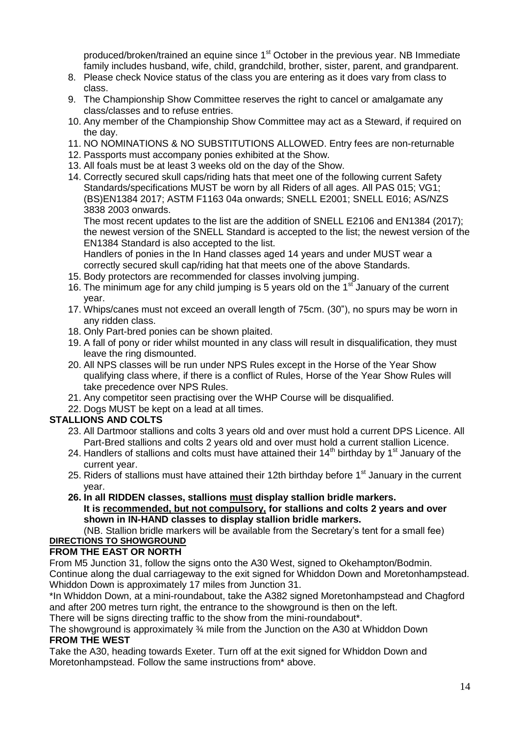produced/broken/trained an equine since 1st October in the previous year. NB Immediate family includes husband, wife, child, grandchild, brother, sister, parent, and grandparent.

8. Please check Novice status of the class you are entering as it does vary from class to class.
9. The Championship Show Committee reserves the right to cancel or amalgamate any class/classes and to refuse entries.
10. Any member of the Championship Show Committee may act as a Steward, if required on the day.
11. NO NOMINATIONS & NO SUBSTITUTIONS ALLOWED. Entry fees are non-returnable
12. Passports must accompany ponies exhibited at the Show.
13. All foals must be at least 3 weeks old on the day of the Show.
14. Correctly secured skull caps/riding hats that meet one of the following current Safety Standards/specifications MUST be worn by all Riders of all ages. All PAS 015; VG1; (BS)EN1384 2017; ASTM F1163 04a onwards; SNELL E2001; SNELL E016; AS/NZS 3838 2003 onwards.
    The most recent updates to the list are the addition of SNELL E2106 and EN1384 (2017); the newest version of the SNELL Standard is accepted to the list; the newest version of the EN1384 Standard is also accepted to the list.
    Handlers of ponies in the In Hand classes aged 14 years and under MUST wear a correctly secured skull cap/riding hat that meets one of the above Standards.
15. Body protectors are recommended for classes involving jumping.
16. The minimum age for any child jumping is 5 years old on the 1st January of the current year.
17. Whips/canes must not exceed an overall length of 75cm. (30"), no spurs may be worn in any ridden class.
18. Only Part-bred ponies can be shown plaited.
19. A fall of pony or rider whilst mounted in any class will result in disqualification, they must leave the ring dismounted.
20. All NPS classes will be run under NPS Rules except in the Horse of the Year Show qualifying class where, if there is a conflict of Rules, Horse of the Year Show Rules will take precedence over NPS Rules.
21. Any competitor seen practising over the WHP Course will be disqualified.
22. Dogs MUST be kept on a lead at all times.

**STALLIONS AND COLTS**

23. All Dartmoor stallions and colts 3 years old and over must hold a current DPS Licence. All Part-Bred stallions and colts 2 years old and over must hold a current stallion Licence.
24. Handlers of stallions and colts must have attained their 14th birthday by 1st January of the current year.
25. Riders of stallions must have attained their 12th birthday before 1st January in the current year.
26. **In all RIDDEN classes, stallions <u>must</u> display stallion bridle markers.**
    **It is <u>recommended, but not compulsory,</u> for stallions and colts 2 years and over shown in IN-HAND classes to display stallion bridle markers.**
    (NB. Stallion bridle markers will be available from the Secretary's tent for a small fee)

**<u>DIRECTIONS TO SHOWGROUND</u>**

**FROM THE EAST OR NORTH**

From M5 Junction 31, follow the signs onto the A30 West, signed to Okehampton/Bodmin. Continue along the dual carriageway to the exit signed for Whiddon Down and Moretonhampstead. Whiddon Down is approximately 17 miles from Junction 31.

*In Whiddon Down, at a mini-roundabout, take the A382 signed Moretonhampstead and Chagford and after 200 metres turn right, the entrance to the showground is then on the left.

There will be signs directing traffic to the show from the mini-roundabout*.

The showground is approximately ¾ mile from the Junction on the A30 at Whiddon Down

**FROM THE WEST**

Take the A30, heading towards Exeter. Turn off at the exit signed for Whiddon Down and Moretonhampstead. Follow the same instructions from* above.